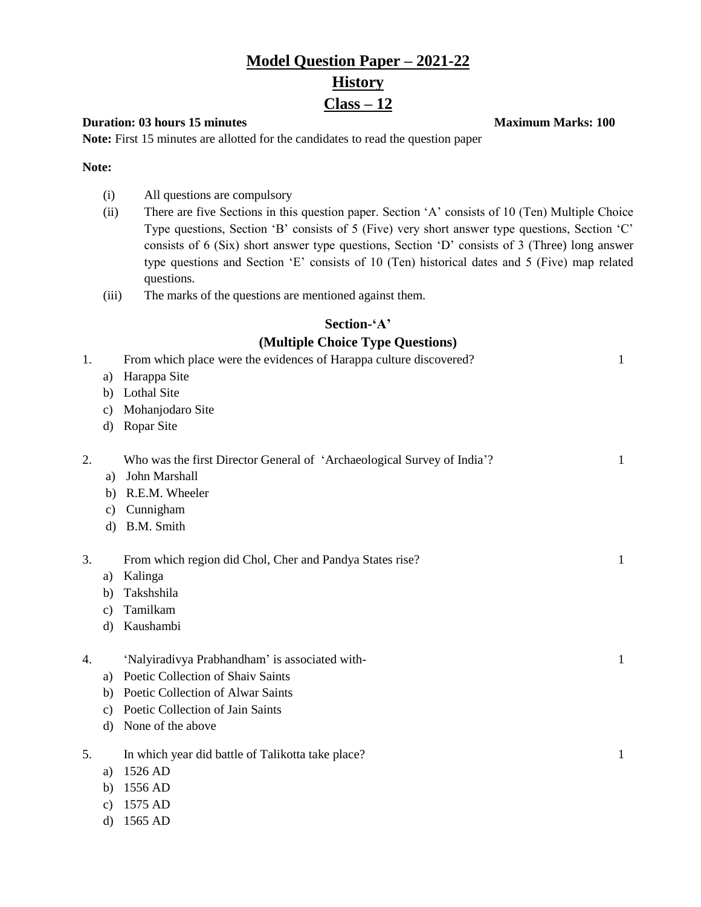# Model Question Paper – 2021-22

# History

# Class – 12

**Duration: 03 hours 15 minutes** **Maximum Marks: 100**

**Note:** First 15 minutes are allotted for the candidates to read the question paper

**Note:**

- (i) All questions are compulsory
- (ii) There are five Sections in this question paper. Section 'A' consists of 10 (Ten) Multiple Choice Type questions, Section 'B' consists of 5 (Five) very short answer type questions, Section 'C' consists of 6 (Six) short answer type questions, Section 'D' consists of 3 (Three) long answer type questions and Section 'E' consists of 10 (Ten) historical dates and 5 (Five) map related questions.
- (iii) The marks of the questions are mentioned against them.

## Section-'A'

## (Multiple Choice Type Questions)

1. From which place were the evidences of Harappa culture discovered? 1

   a) Harappa Site
   b) Lothal Site
   c) Mohanjodaro Site
   d) Ropar Site

2. Who was the first Director General of 'Archaeological Survey of India'? 1

   a) John Marshall
   b) R.E.M. Wheeler
   c) Cunnigham
   d) B.M. Smith

3. From which region did Chol, Cher and Pandya States rise? 1

   a) Kalinga
   b) Takshshila
   c) Tamilkam
   d) Kaushambi

4. 'Nalyiradivya Prabhandham' is associated with- 1

   a) Poetic Collection of Shaiv Saints
   b) Poetic Collection of Alwar Saints
   c) Poetic Collection of Jain Saints
   d) None of the above

5. In which year did battle of Talikotta take place? 1

   a) 1526 AD
   b) 1556 AD
   c) 1575 AD
   d) 1565 AD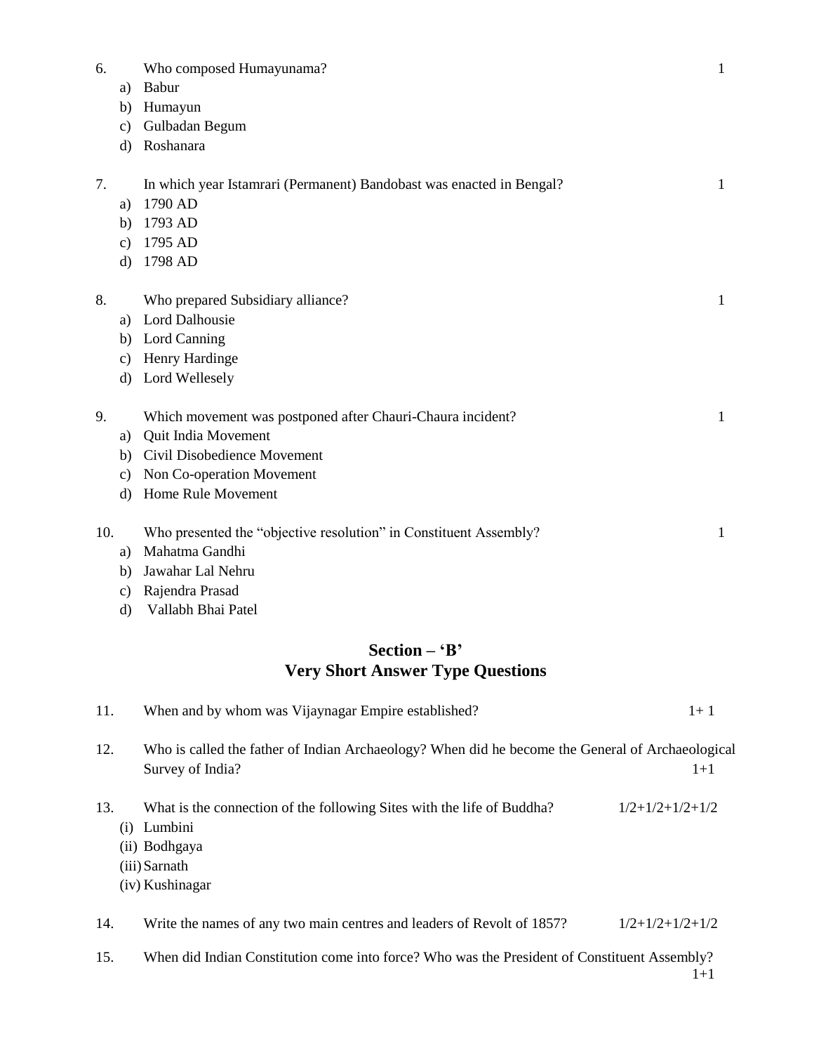6. Who composed Humayunama? 1

   a) Babur
   b) Humayun
   c) Gulbadan Begum
   d) Roshanara

7. In which year Istamrari (Permanent) Bandobast was enacted in Bengal? 1

   a) 1790 AD
   b) 1793 AD
   c) 1795 AD
   d) 1798 AD

8. Who prepared Subsidiary alliance? 1

   a) Lord Dalhousie
   b) Lord Canning
   c) Henry Hardinge
   d) Lord Wellesely

9. Which movement was postponed after Chauri-Chaura incident? 1

   a) Quit India Movement
   b) Civil Disobedience Movement
   c) Non Co-operation Movement
   d) Home Rule Movement

10. Who presented the "objective resolution" in Constituent Assembly? 1

    a) Mahatma Gandhi
    b) Jawahar Lal Nehru
    c) Rajendra Prasad
    d) Vallabh Bhai Patel

## Section – 'B'
## Very Short Answer Type Questions

11. When and by whom was Vijaynagar Empire established? 1+ 1

12. Who is called the father of Indian Archaeology? When did he become the General of Archaeological Survey of India? 1+1

13. What is the connection of the following Sites with the life of Buddha? 1/2+1/2+1/2+1/2

    (i) Lumbini
    (ii) Bodhgaya
    (iii) Sarnath
    (iv) Kushinagar

14. Write the names of any two main centres and leaders of Revolt of 1857? 1/2+1/2+1/2+1/2

15. When did Indian Constitution come into force? Who was the President of Constituent Assembly? 1+1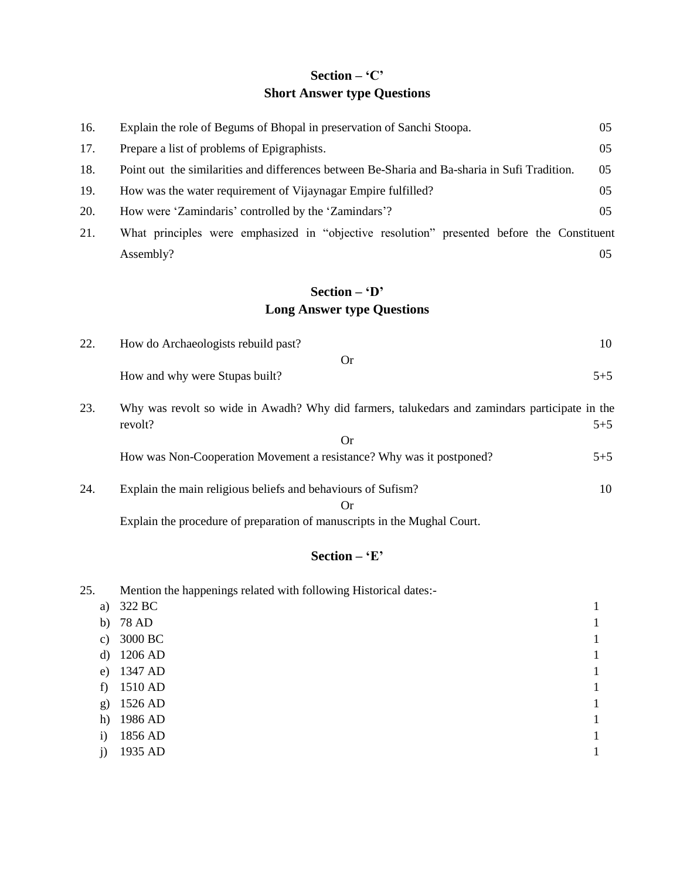## Section – 'C'
## Short Answer type Questions

16. Explain the role of Begums of Bhopal in preservation of Sanchi Stoopa. 05

17. Prepare a list of problems of Epigraphists. 05

18. Point out the similarities and differences between Be-Sharia and Ba-sharia in Sufi Tradition. 05

19. How was the water requirement of Vijaynagar Empire fulfilled? 05

20. How were 'Zamindaris' controlled by the 'Zamindars'? 05

21. What principles were emphasized in "objective resolution" presented before the Constituent Assembly? 05

## Section – 'D'
## Long Answer type Questions

22. How do Archaeologists rebuild past? 10

Or

How and why were Stupas built? 5+5

23. Why was revolt so wide in Awadh? Why did farmers, talukedars and zamindars participate in the revolt? 5+5

Or

How was Non-Cooperation Movement a resistance? Why was it postponed? 5+5

24. Explain the main religious beliefs and behaviours of Sufism? 10

Or

Explain the procedure of preparation of manuscripts in the Mughal Court.

## Section – 'E'

25. Mention the happenings related with following Historical dates:-

a) 322 BC 1
b) 78 AD 1
c) 3000 BC 1
d) 1206 AD 1
e) 1347 AD 1
f) 1510 AD 1
g) 1526 AD 1
h) 1986 AD 1
i) 1856 AD 1
j) 1935 AD 1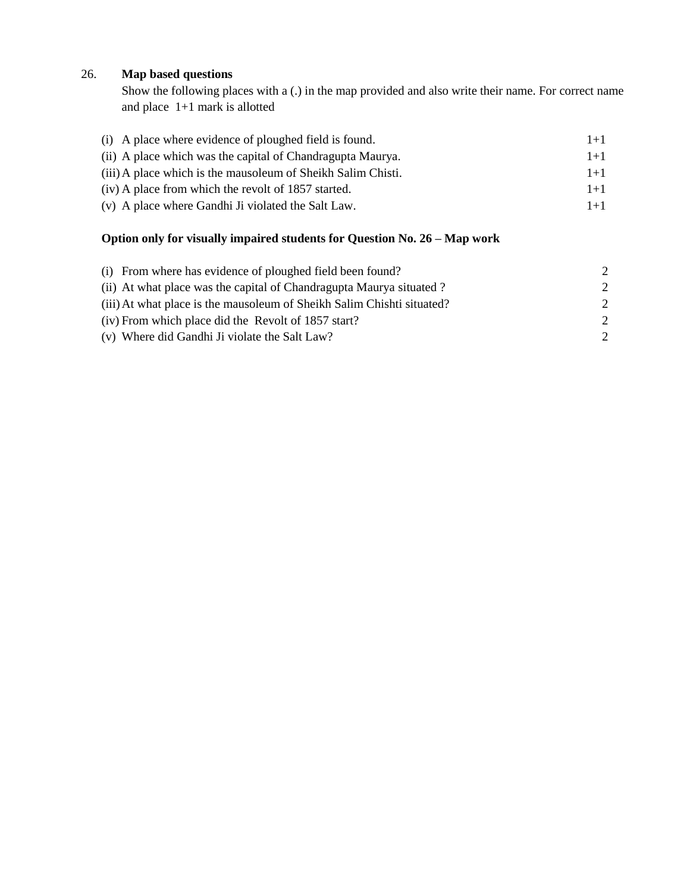26. **Map based questions**

Show the following places with a (.) in the map provided and also write their name. For correct name and place 1+1 mark is allotted

| | |
|---|---|
| (i) A place where evidence of ploughed field is found. | 1+1 |
| (ii) A place which was the capital of Chandragupta Maurya. | 1+1 |
| (iii) A place which is the mausoleum of Sheikh Salim Chisti. | 1+1 |
| (iv) A place from which the revolt of 1857 started. | 1+1 |
| (v) A place where Gandhi Ji violated the Salt Law. | 1+1 |

**Option only for visually impaired students for Question No. 26 – Map work**

| | |
|---|---|
| (i) From where has evidence of ploughed field been found? | 2 |
| (ii) At what place was the capital of Chandragupta Maurya situated ? | 2 |
| (iii) At what place is the mausoleum of Sheikh Salim Chishti situated? | 2 |
| (iv) From which place did the Revolt of 1857 start? | 2 |
| (v) Where did Gandhi Ji violate the Salt Law? | 2 |